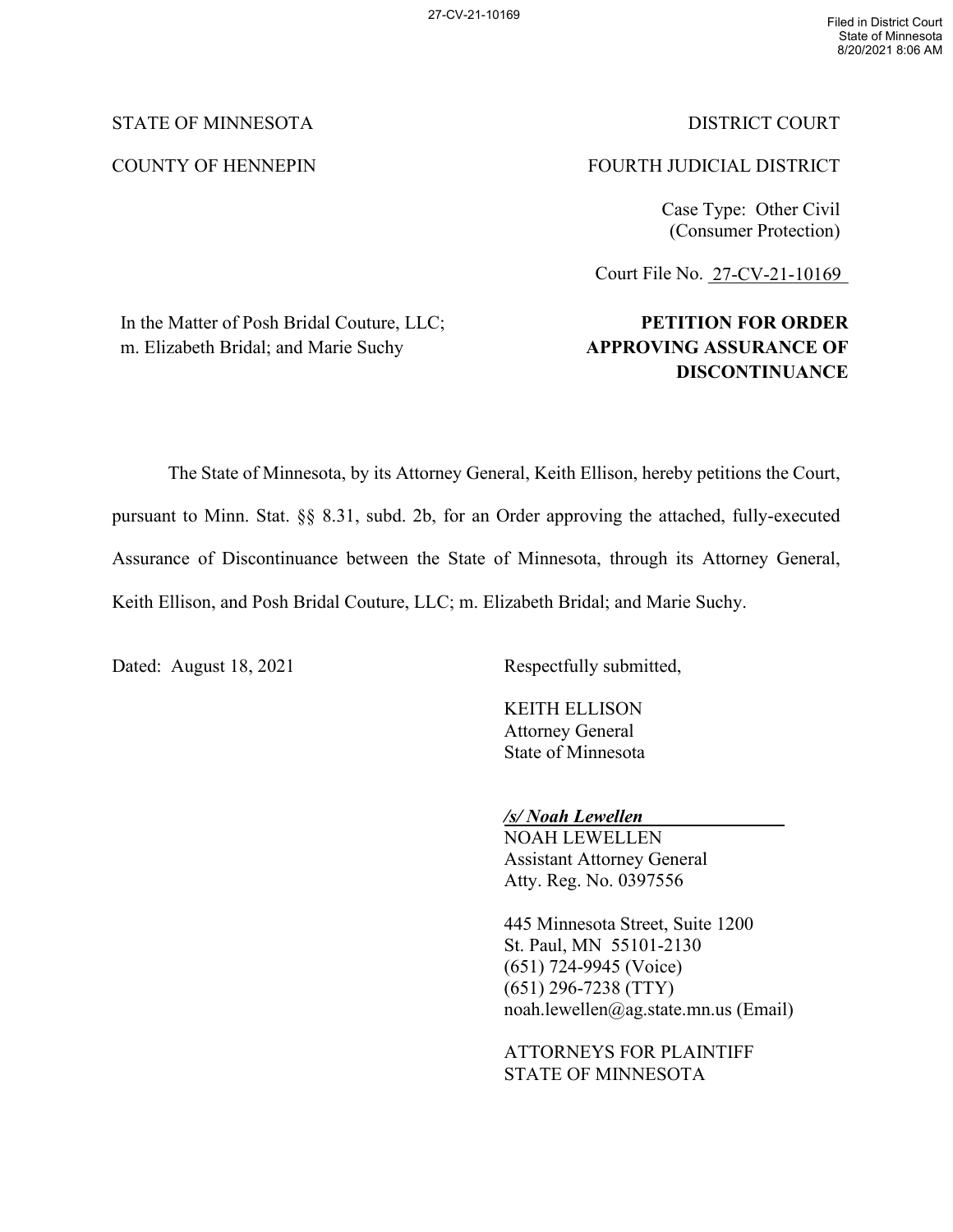27-CV-21-10169

Filed in District Court
State of Minnesota
8/20/2021 8:06 AM

STATE OF MINNESOTA | DISTRICT COURT

COUNTY OF HENNEPIN | FOURTH JUDICIAL DISTRICT

Case Type: Other Civil
(Consumer Protection)

Court File No. 27-CV-21-10169

In the Matter of Posh Bridal Couture, LLC; m. Elizabeth Bridal; and Marie Suchy

**PETITION FOR ORDER APPROVING ASSURANCE OF DISCONTINUANCE**

The State of Minnesota, by its Attorney General, Keith Ellison, hereby petitions the Court, pursuant to Minn. Stat. §§ 8.31, subd. 2b, for an Order approving the attached, fully-executed Assurance of Discontinuance between the State of Minnesota, through its Attorney General, Keith Ellison, and Posh Bridal Couture, LLC; m. Elizabeth Bridal; and Marie Suchy.

Dated: August 18, 2021

Respectfully submitted,

KEITH ELLISON
Attorney General
State of Minnesota

***/s/ Noah Lewellen***
NOAH LEWELLEN
Assistant Attorney General
Atty. Reg. No. 0397556

445 Minnesota Street, Suite 1200
St. Paul, MN 55101-2130
(651) 724-9945 (Voice)
(651) 296-7238 (TTY)
noah.lewellen@ag.state.mn.us (Email)

ATTORNEYS FOR PLAINTIFF
STATE OF MINNESOTA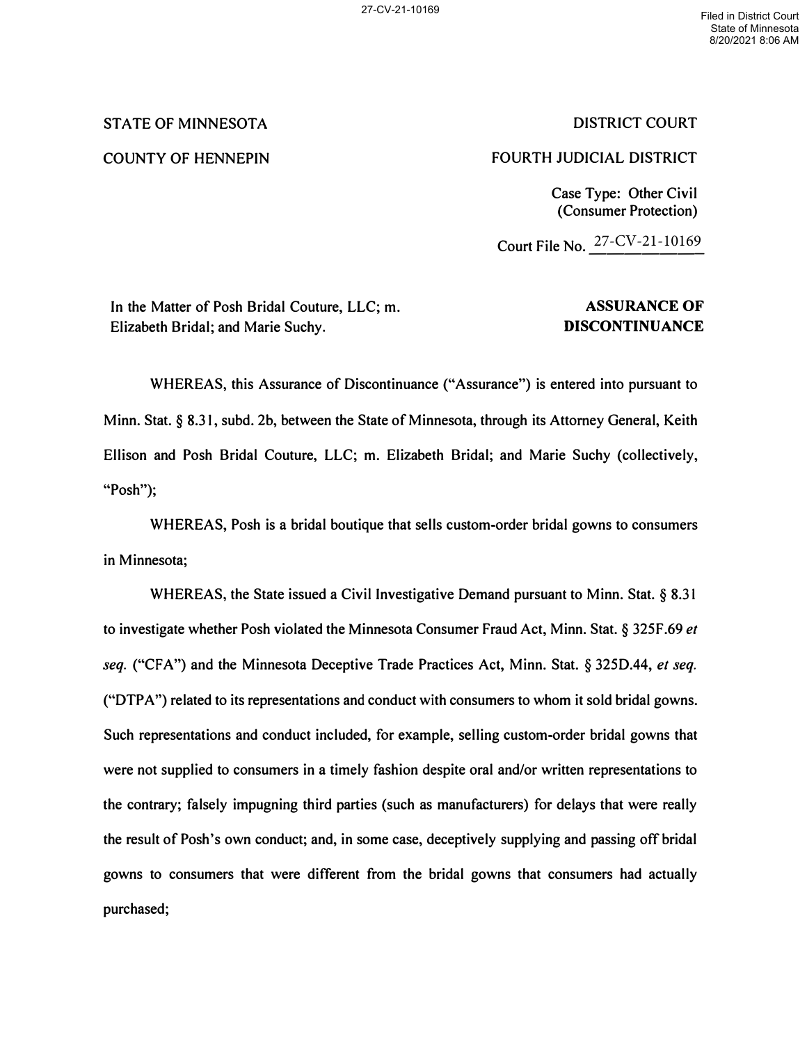STATE OF MINNESOTA

COUNTY OF HENNEPIN

DISTRICT COURT

FOURTH JUDICIAL DISTRICT

Case Type: Other Civil
(Consumer Protection)

Court File No. 27-CV-21-10169

In the Matter of Posh Bridal Couture, LLC; m. Elizabeth Bridal; and Marie Suchy.

**ASSURANCE OF DISCONTINUANCE**

WHEREAS, this Assurance of Discontinuance ("Assurance") is entered into pursuant to Minn. Stat. § 8.31, subd. 2b, between the State of Minnesota, through its Attorney General, Keith Ellison and Posh Bridal Couture, LLC; m. Elizabeth Bridal; and Marie Suchy (collectively, "Posh");

WHEREAS, Posh is a bridal boutique that sells custom-order bridal gowns to consumers in Minnesota;

WHEREAS, the State issued a Civil Investigative Demand pursuant to Minn. Stat. § 8.31 to investigate whether Posh violated the Minnesota Consumer Fraud Act, Minn. Stat. § 325F.69 *et seq.* ("CFA") and the Minnesota Deceptive Trade Practices Act, Minn. Stat. § 325D.44, *et seq.* ("DTPA") related to its representations and conduct with consumers to whom it sold bridal gowns. Such representations and conduct included, for example, selling custom-order bridal gowns that were not supplied to consumers in a timely fashion despite oral and/or written representations to the contrary; falsely impugning third parties (such as manufacturers) for delays that were really the result of Posh's own conduct; and, in some case, deceptively supplying and passing off bridal gowns to consumers that were different from the bridal gowns that consumers had actually purchased;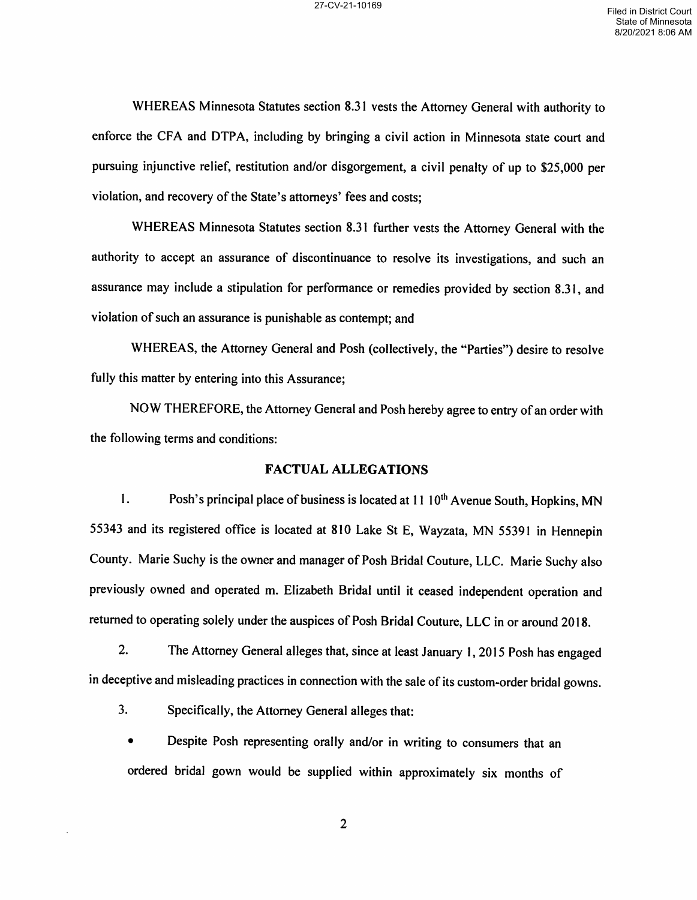WHEREAS Minnesota Statutes section 8.31 vests the Attorney General with authority to enforce the CFA and DTPA, including by bringing a civil action in Minnesota state court and pursuing injunctive relief, restitution and/or disgorgement, a civil penalty of up to $25,000 per violation, and recovery of the State's attorneys' fees and costs;

WHEREAS Minnesota Statutes section 8.31 further vests the Attorney General with the authority to accept an assurance of discontinuance to resolve its investigations, and such an assurance may include a stipulation for performance or remedies provided by section 8.31, and violation of such an assurance is punishable as contempt; and

WHEREAS, the Attorney General and Posh (collectively, the "Parties") desire to resolve fully this matter by entering into this Assurance;

NOW THEREFORE, the Attorney General and Posh hereby agree to entry of an order with the following terms and conditions:

## FACTUAL ALLEGATIONS

1. Posh's principal place of business is located at 11 10th Avenue South, Hopkins, MN 55343 and its registered office is located at 810 Lake St E, Wayzata, MN 55391 in Hennepin County. Marie Suchy is the owner and manager of Posh Bridal Couture, LLC. Marie Suchy also previously owned and operated m. Elizabeth Bridal until it ceased independent operation and returned to operating solely under the auspices of Posh Bridal Couture, LLC in or around 2018.

2. The Attorney General alleges that, since at least January 1, 2015 Posh has engaged in deceptive and misleading practices in connection with the sale of its custom-order bridal gowns.

3. Specifically, the Attorney General alleges that:

- Despite Posh representing orally and/or in writing to consumers that an ordered bridal gown would be supplied within approximately six months of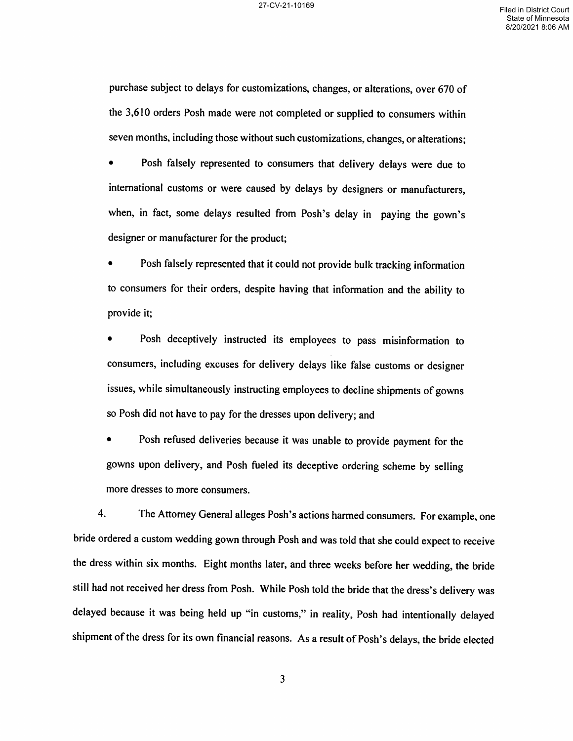purchase subject to delays for customizations, changes, or alterations, over 670 of the 3,610 orders Posh made were not completed or supplied to consumers within seven months, including those without such customizations, changes, or alterations;

- Posh falsely represented to consumers that delivery delays were due to international customs or were caused by delays by designers or manufacturers, when, in fact, some delays resulted from Posh's delay in paying the gown's designer or manufacturer for the product;

- Posh falsely represented that it could not provide bulk tracking information to consumers for their orders, despite having that information and the ability to provide it;

- Posh deceptively instructed its employees to pass misinformation to consumers, including excuses for delivery delays like false customs or designer issues, while simultaneously instructing employees to decline shipments of gowns so Posh did not have to pay for the dresses upon delivery; and

- Posh refused deliveries because it was unable to provide payment for the gowns upon delivery, and Posh fueled its deceptive ordering scheme by selling more dresses to more consumers.

4. The Attorney General alleges Posh's actions harmed consumers. For example, one bride ordered a custom wedding gown through Posh and was told that she could expect to receive the dress within six months. Eight months later, and three weeks before her wedding, the bride still had not received her dress from Posh. While Posh told the bride that the dress's delivery was delayed because it was being held up "in customs," in reality, Posh had intentionally delayed shipment of the dress for its own financial reasons. As a result of Posh's delays, the bride elected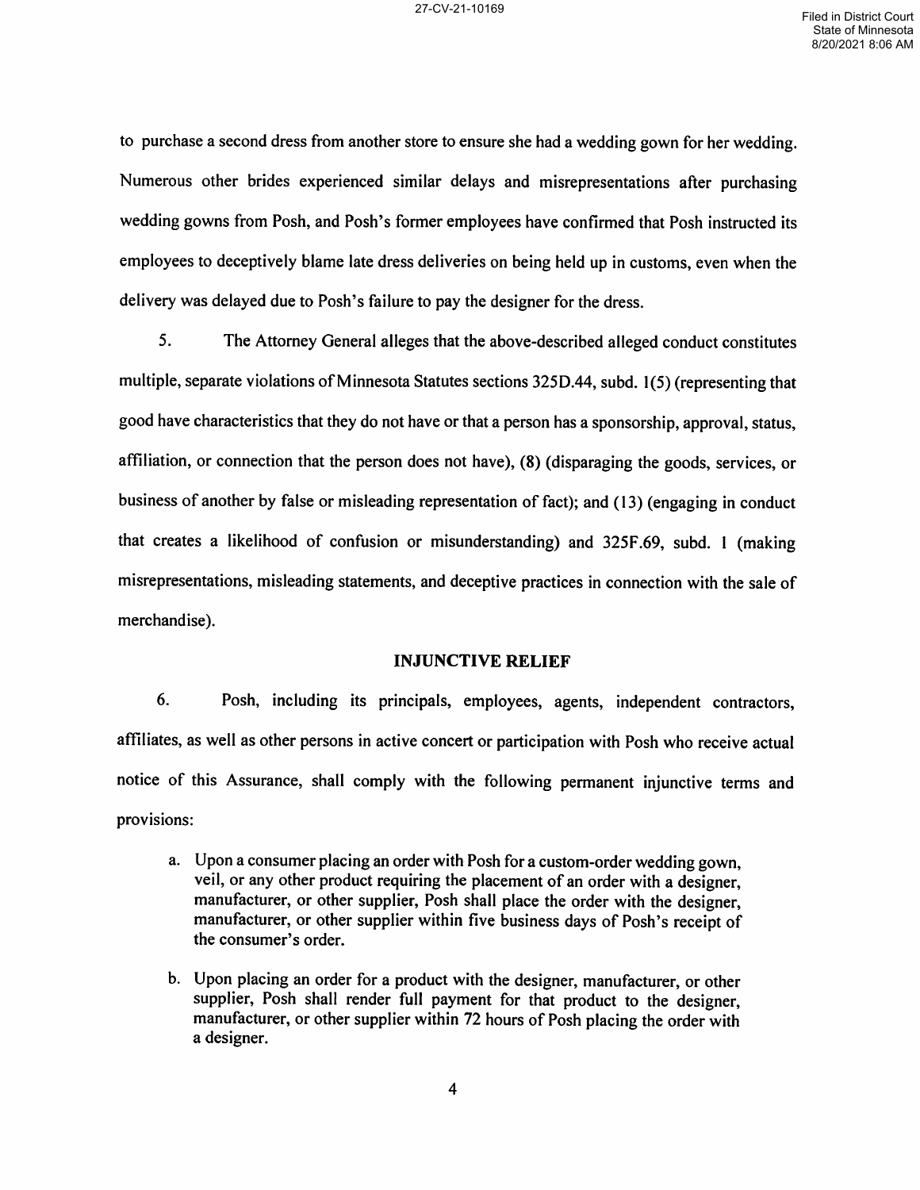to purchase a second dress from another store to ensure she had a wedding gown for her wedding. Numerous other brides experienced similar delays and misrepresentations after purchasing wedding gowns from Posh, and Posh's former employees have confirmed that Posh instructed its employees to deceptively blame late dress deliveries on being held up in customs, even when the delivery was delayed due to Posh's failure to pay the designer for the dress.

5. The Attorney General alleges that the above-described alleged conduct constitutes multiple, separate violations of Minnesota Statutes sections 325D.44, subd. 1(5) (representing that good have characteristics that they do not have or that a person has a sponsorship, approval, status, affiliation, or connection that the person does not have), (8) (disparaging the goods, services, or business of another by false or misleading representation of fact); and (13) (engaging in conduct that creates a likelihood of confusion or misunderstanding) and 325F.69, subd. 1 (making misrepresentations, misleading statements, and deceptive practices in connection with the sale of merchandise).

## INJUNCTIVE RELIEF

6. Posh, including its principals, employees, agents, independent contractors, affiliates, as well as other persons in active concert or participation with Posh who receive actual notice of this Assurance, shall comply with the following permanent injunctive terms and provisions:

a. Upon a consumer placing an order with Posh for a custom-order wedding gown, veil, or any other product requiring the placement of an order with a designer, manufacturer, or other supplier, Posh shall place the order with the designer, manufacturer, or other supplier within five business days of Posh's receipt of the consumer's order.

b. Upon placing an order for a product with the designer, manufacturer, or other supplier, Posh shall render full payment for that product to the designer, manufacturer, or other supplier within 72 hours of Posh placing the order with a designer.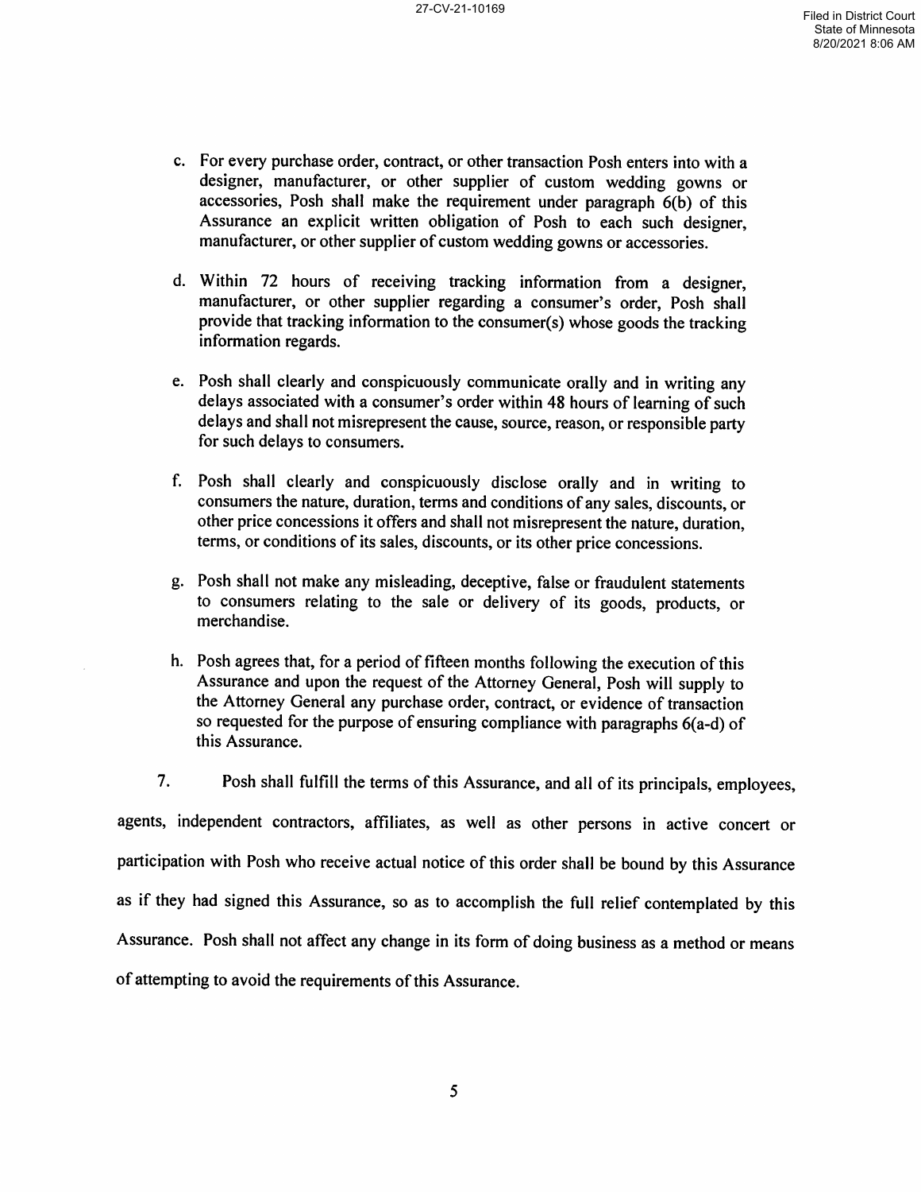c. For every purchase order, contract, or other transaction Posh enters into with a designer, manufacturer, or other supplier of custom wedding gowns or accessories, Posh shall make the requirement under paragraph 6(b) of this Assurance an explicit written obligation of Posh to each such designer, manufacturer, or other supplier of custom wedding gowns or accessories.

d. Within 72 hours of receiving tracking information from a designer, manufacturer, or other supplier regarding a consumer's order, Posh shall provide that tracking information to the consumer(s) whose goods the tracking information regards.

e. Posh shall clearly and conspicuously communicate orally and in writing any delays associated with a consumer's order within 48 hours of learning of such delays and shall not misrepresent the cause, source, reason, or responsible party for such delays to consumers.

f. Posh shall clearly and conspicuously disclose orally and in writing to consumers the nature, duration, terms and conditions of any sales, discounts, or other price concessions it offers and shall not misrepresent the nature, duration, terms, or conditions of its sales, discounts, or its other price concessions.

g. Posh shall not make any misleading, deceptive, false or fraudulent statements to consumers relating to the sale or delivery of its goods, products, or merchandise.

h. Posh agrees that, for a period of fifteen months following the execution of this Assurance and upon the request of the Attorney General, Posh will supply to the Attorney General any purchase order, contract, or evidence of transaction so requested for the purpose of ensuring compliance with paragraphs 6(a-d) of this Assurance.

7. Posh shall fulfill the terms of this Assurance, and all of its principals, employees, agents, independent contractors, affiliates, as well as other persons in active concert or participation with Posh who receive actual notice of this order shall be bound by this Assurance as if they had signed this Assurance, so as to accomplish the full relief contemplated by this Assurance. Posh shall not affect any change in its form of doing business as a method or means of attempting to avoid the requirements of this Assurance.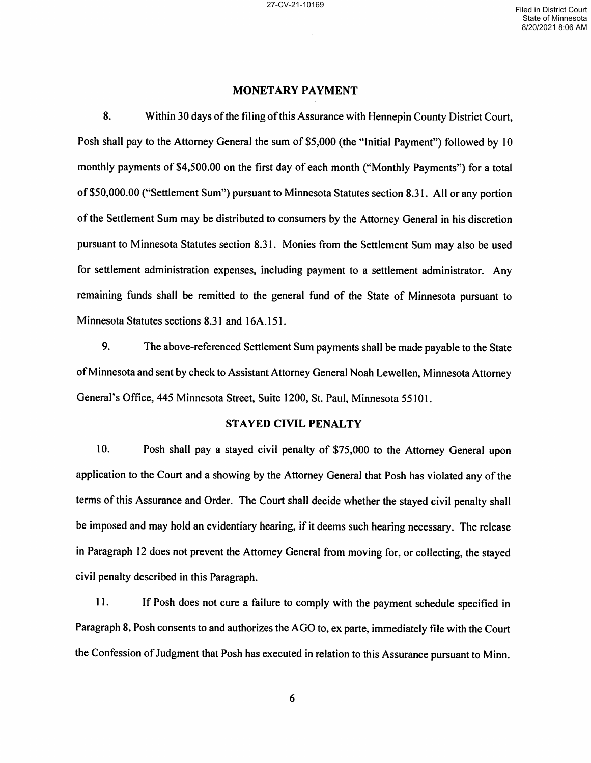## MONETARY PAYMENT

8. Within 30 days of the filing of this Assurance with Hennepin County District Court, Posh shall pay to the Attorney General the sum of $5,000 (the "Initial Payment") followed by 10 monthly payments of $4,500.00 on the first day of each month ("Monthly Payments") for a total of $50,000.00 ("Settlement Sum") pursuant to Minnesota Statutes section 8.31. All or any portion of the Settlement Sum may be distributed to consumers by the Attorney General in his discretion pursuant to Minnesota Statutes section 8.31. Monies from the Settlement Sum may also be used for settlement administration expenses, including payment to a settlement administrator. Any remaining funds shall be remitted to the general fund of the State of Minnesota pursuant to Minnesota Statutes sections 8.31 and 16A.151.

9. The above-referenced Settlement Sum payments shall be made payable to the State of Minnesota and sent by check to Assistant Attorney General Noah Lewellen, Minnesota Attorney General's Office, 445 Minnesota Street, Suite 1200, St. Paul, Minnesota 55101.

## STAYED CIVIL PENALTY

10. Posh shall pay a stayed civil penalty of $75,000 to the Attorney General upon application to the Court and a showing by the Attorney General that Posh has violated any of the terms of this Assurance and Order. The Court shall decide whether the stayed civil penalty shall be imposed and may hold an evidentiary hearing, if it deems such hearing necessary. The release in Paragraph 12 does not prevent the Attorney General from moving for, or collecting, the stayed civil penalty described in this Paragraph.

11. If Posh does not cure a failure to comply with the payment schedule specified in Paragraph 8, Posh consents to and authorizes the AGO to, ex parte, immediately file with the Court the Confession of Judgment that Posh has executed in relation to this Assurance pursuant to Minn.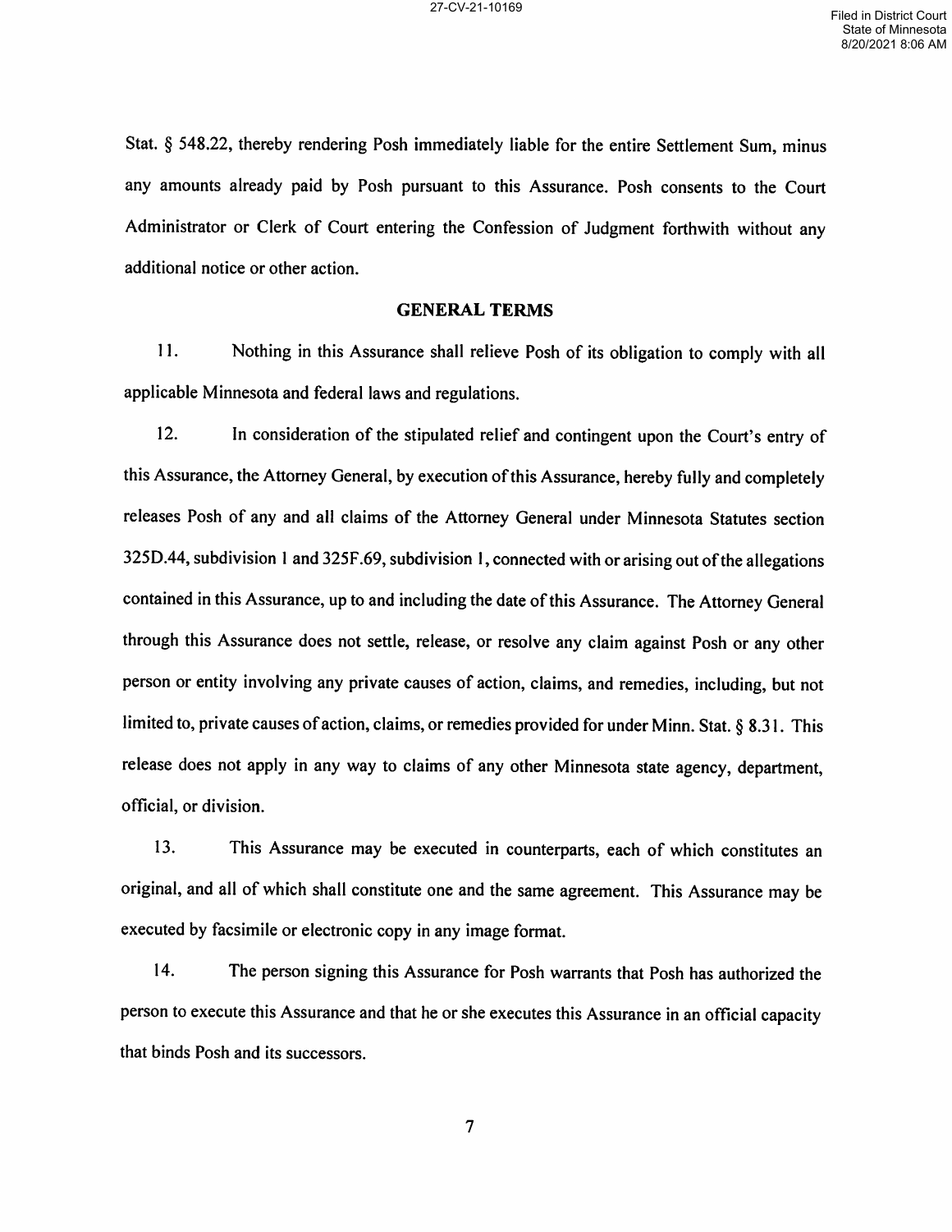Stat. § 548.22, thereby rendering Posh immediately liable for the entire Settlement Sum, minus any amounts already paid by Posh pursuant to this Assurance. Posh consents to the Court Administrator or Clerk of Court entering the Confession of Judgment forthwith without any additional notice or other action.

## GENERAL TERMS

11. Nothing in this Assurance shall relieve Posh of its obligation to comply with all applicable Minnesota and federal laws and regulations.

12. In consideration of the stipulated relief and contingent upon the Court's entry of this Assurance, the Attorney General, by execution of this Assurance, hereby fully and completely releases Posh of any and all claims of the Attorney General under Minnesota Statutes section 325D.44, subdivision 1 and 325F.69, subdivision 1, connected with or arising out of the allegations contained in this Assurance, up to and including the date of this Assurance. The Attorney General through this Assurance does not settle, release, or resolve any claim against Posh or any other person or entity involving any private causes of action, claims, and remedies, including, but not limited to, private causes of action, claims, or remedies provided for under Minn. Stat. § 8.31. This release does not apply in any way to claims of any other Minnesota state agency, department, official, or division.

13. This Assurance may be executed in counterparts, each of which constitutes an original, and all of which shall constitute one and the same agreement. This Assurance may be executed by facsimile or electronic copy in any image format.

14. The person signing this Assurance for Posh warrants that Posh has authorized the person to execute this Assurance and that he or she executes this Assurance in an official capacity that binds Posh and its successors.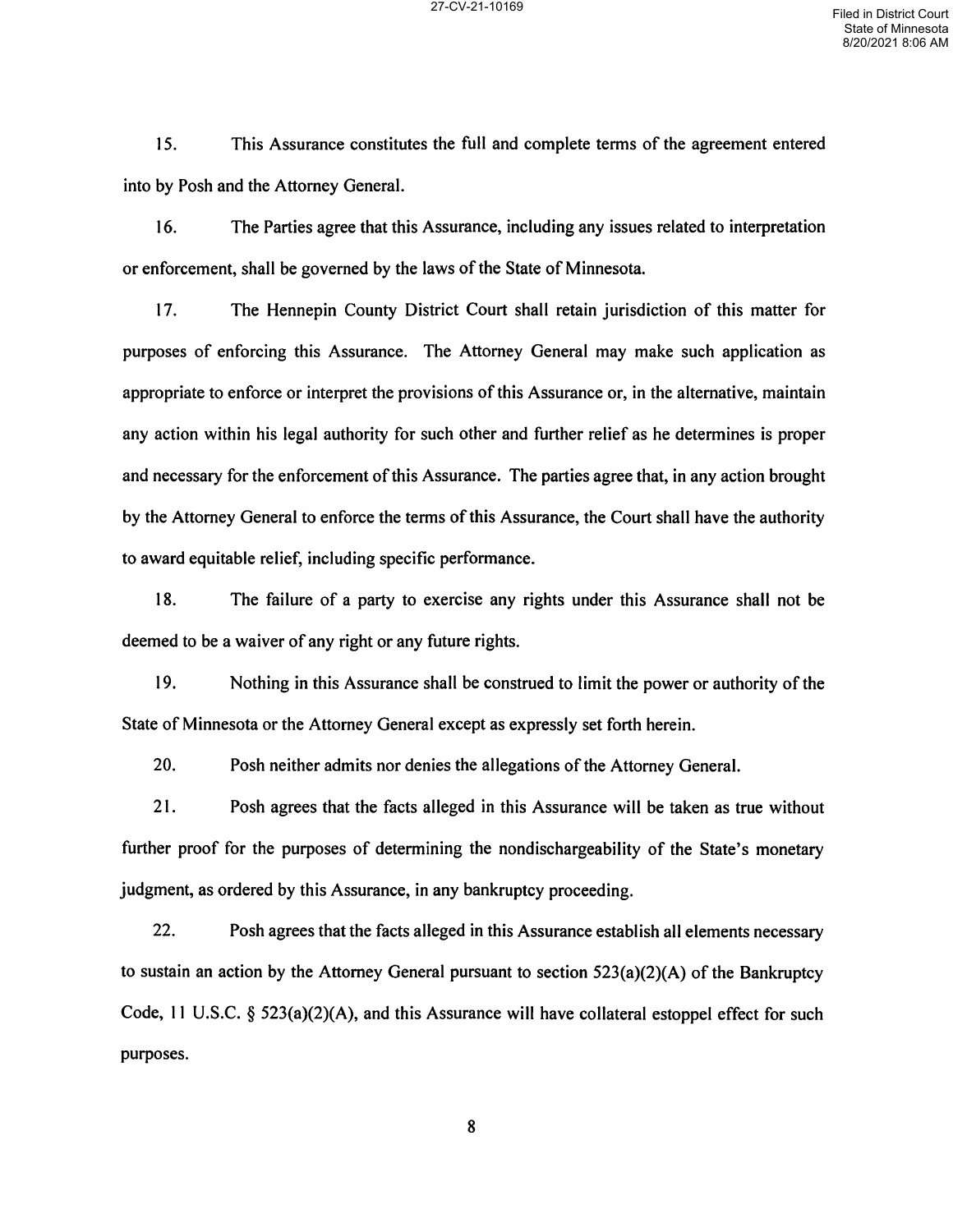15. This Assurance constitutes the full and complete terms of the agreement entered into by Posh and the Attorney General.

16. The Parties agree that this Assurance, including any issues related to interpretation or enforcement, shall be governed by the laws of the State of Minnesota.

17. The Hennepin County District Court shall retain jurisdiction of this matter for purposes of enforcing this Assurance. The Attorney General may make such application as appropriate to enforce or interpret the provisions of this Assurance or, in the alternative, maintain any action within his legal authority for such other and further relief as he determines is proper and necessary for the enforcement of this Assurance. The parties agree that, in any action brought by the Attorney General to enforce the terms of this Assurance, the Court shall have the authority to award equitable relief, including specific performance.

18. The failure of a party to exercise any rights under this Assurance shall not be deemed to be a waiver of any right or any future rights.

19. Nothing in this Assurance shall be construed to limit the power or authority of the State of Minnesota or the Attorney General except as expressly set forth herein.

20. Posh neither admits nor denies the allegations of the Attorney General.

21. Posh agrees that the facts alleged in this Assurance will be taken as true without further proof for the purposes of determining the nondischargeability of the State's monetary judgment, as ordered by this Assurance, in any bankruptcy proceeding.

22. Posh agrees that the facts alleged in this Assurance establish all elements necessary to sustain an action by the Attorney General pursuant to section 523(a)(2)(A) of the Bankruptcy Code, 11 U.S.C. § 523(a)(2)(A), and this Assurance will have collateral estoppel effect for such purposes.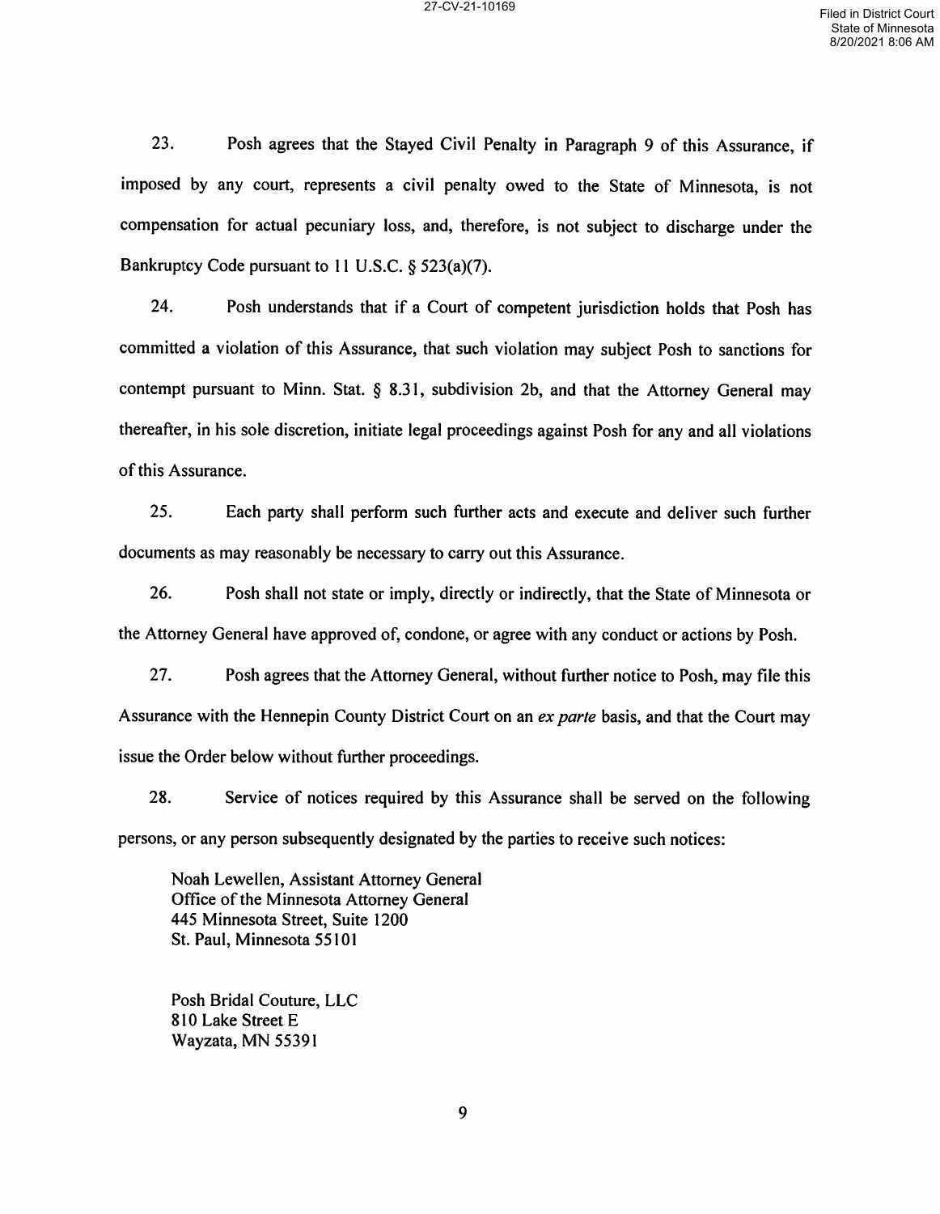23. Posh agrees that the Stayed Civil Penalty in Paragraph 9 of this Assurance, if imposed by any court, represents a civil penalty owed to the State of Minnesota, is not compensation for actual pecuniary loss, and, therefore, is not subject to discharge under the Bankruptcy Code pursuant to 11 U.S.C. § 523(a)(7).

24. Posh understands that if a Court of competent jurisdiction holds that Posh has committed a violation of this Assurance, that such violation may subject Posh to sanctions for contempt pursuant to Minn. Stat. § 8.31, subdivision 2b, and that the Attorney General may thereafter, in his sole discretion, initiate legal proceedings against Posh for any and all violations of this Assurance.

25. Each party shall perform such further acts and execute and deliver such further documents as may reasonably be necessary to carry out this Assurance.

26. Posh shall not state or imply, directly or indirectly, that the State of Minnesota or the Attorney General have approved of, condone, or agree with any conduct or actions by Posh.

27. Posh agrees that the Attorney General, without further notice to Posh, may file this Assurance with the Hennepin County District Court on an *ex parte* basis, and that the Court may issue the Order below without further proceedings.

28. Service of notices required by this Assurance shall be served on the following persons, or any person subsequently designated by the parties to receive such notices:

Noah Lewellen, Assistant Attorney General
Office of the Minnesota Attorney General
445 Minnesota Street, Suite 1200
St. Paul, Minnesota 55101

Posh Bridal Couture, LLC
810 Lake Street E
Wayzata, MN 55391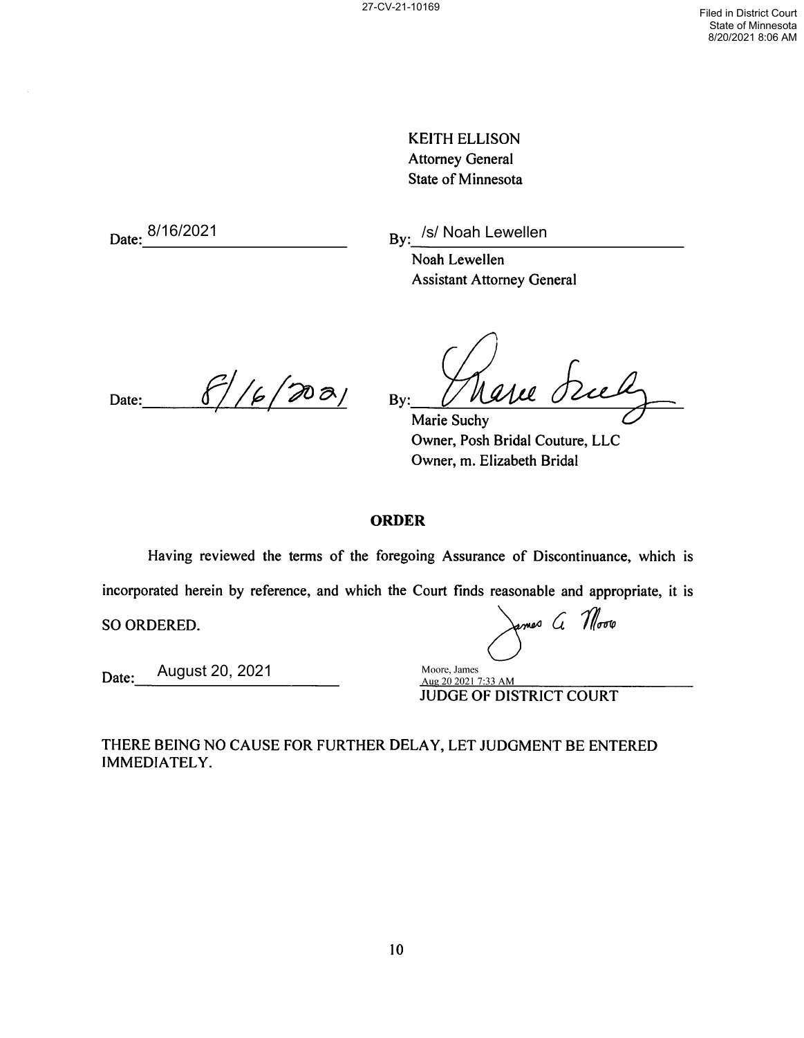KEITH ELLISON
Attorney General
State of Minnesota

Date: 8/16/2021

By: /s/ Noah Lewellen
Noah Lewellen
Assistant Attorney General

Date: 8/16/2021

By: Marie Suchy
Marie Suchy
Owner, Posh Bridal Couture, LLC
Owner, m. Elizabeth Bridal

## ORDER

Having reviewed the terms of the foregoing Assurance of Discontinuance, which is incorporated herein by reference, and which the Court finds reasonable and appropriate, it is SO ORDERED.

Date: August 20, 2021

James A. Moore
Moore, James
Aug 20 2021 7:33 AM
JUDGE OF DISTRICT COURT

THERE BEING NO CAUSE FOR FURTHER DELAY, LET JUDGMENT BE ENTERED IMMEDIATELY.